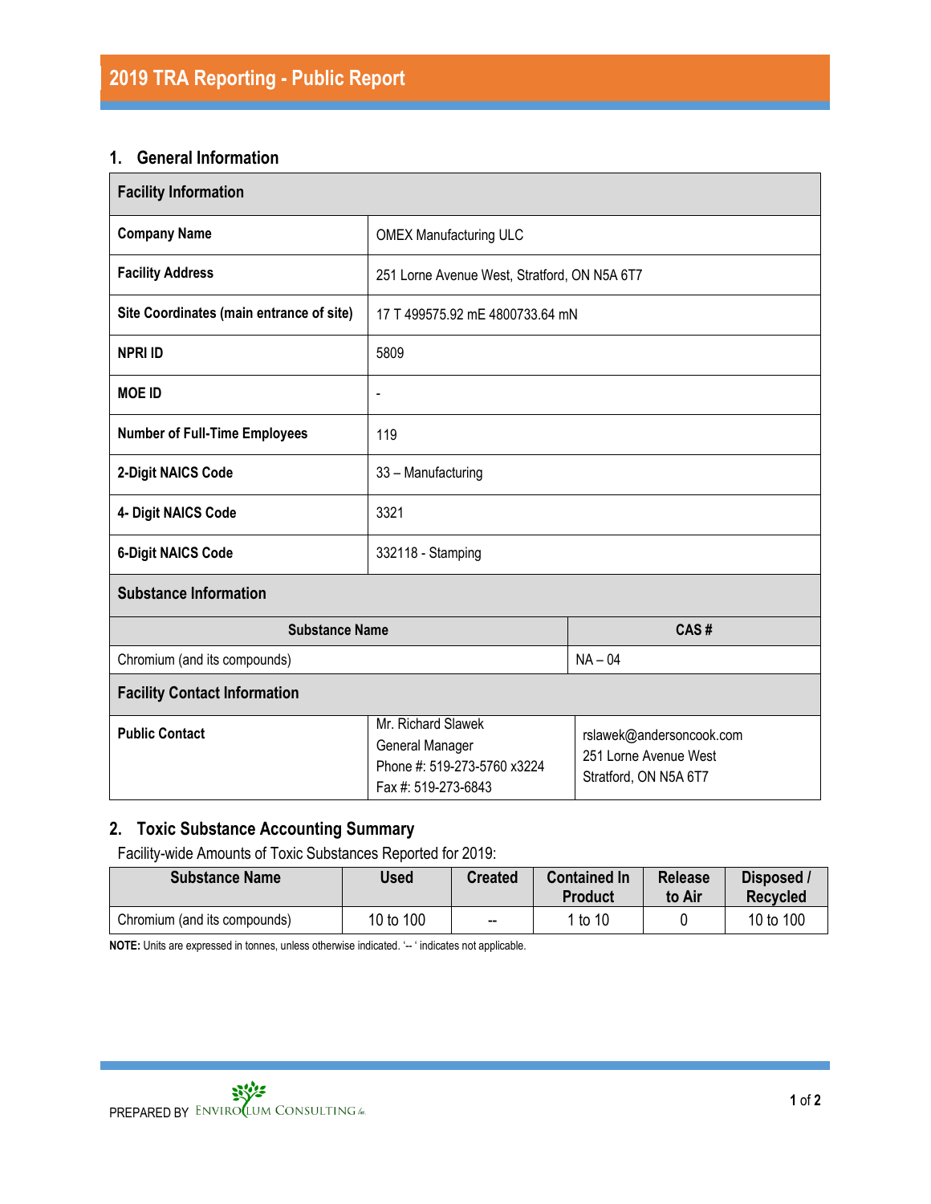# 2019 TRA Reporting - Public Report

## 1. General Information

| Facility Information | |
|---|---|
| **Company Name** | OMEX Manufacturing ULC |
| **Facility Address** | 251 Lorne Avenue West, Stratford, ON N5A 6T7 |
| **Site Coordinates (main entrance of site)** | 17 T 499575.92 mE 4800733.64 mN |
| **NPRI ID** | 5809 |
| **MOE ID** | - |
| **Number of Full-Time Employees** | 119 |
| **2-Digit NAICS Code** | 33 – Manufacturing |
| **4- Digit NAICS Code** | 3321 |
| **6-Digit NAICS Code** | 332118 - Stamping |

**Substance Information**

| Substance Name | CAS # |
|---|---|
| Chromium (and its compounds) | NA – 04 |

**Facility Contact Information**

| | | |
|---|---|---|
| **Public Contact** | Mr. Richard Slawek<br>General Manager<br>Phone #: 519-273-5760 x3224<br>Fax #: 519-273-6843 | rslawek@andersoncook.com<br>251 Lorne Avenue West<br>Stratford, ON N5A 6T7 |

## 2. Toxic Substance Accounting Summary

Facility-wide Amounts of Toxic Substances Reported for 2019:

| Substance Name | Used | Created | Contained In Product | Release to Air | Disposed / Recycled |
|---|---|---|---|---|---|
| Chromium (and its compounds) | 10 to 100 | -- | 1 to 10 | 0 | 10 to 100 |

**NOTE:** Units are expressed in tonnes, unless otherwise indicated. '-- ' indicates not applicable.

PREPARED BY ENVIROCLUM CONSULTING Inc.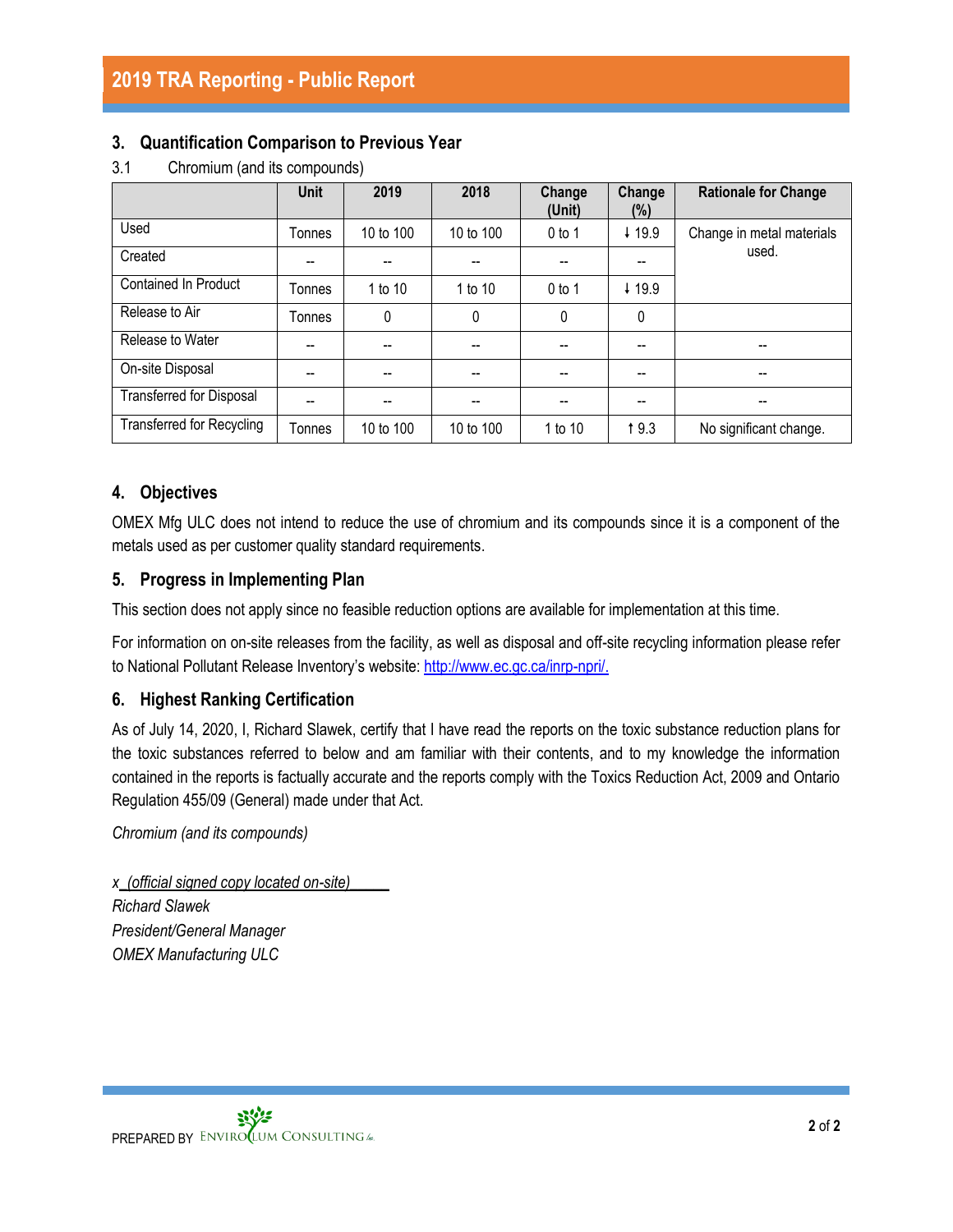## 3. Quantification Comparison to Previous Year

3.1 Chromium (and its compounds)

| | Unit | 2019 | 2018 | Change (Unit) | Change (%) | Rationale for Change |
|---|---|---|---|---|---|---|
| Used | Tonnes | 10 to 100 | 10 to 100 | 0 to 1 | ↓ 19.9 | Change in metal materials used. |
| Created | -- | -- | -- | -- | -- | |
| Contained In Product | Tonnes | 1 to 10 | 1 to 10 | 0 to 1 | ↓ 19.9 | |
| Release to Air | Tonnes | 0 | 0 | 0 | 0 | |
| Release to Water | -- | -- | -- | -- | -- | -- |
| On-site Disposal | -- | -- | -- | -- | -- | -- |
| Transferred for Disposal | -- | -- | -- | -- | -- | -- |
| Transferred for Recycling | Tonnes | 10 to 100 | 10 to 100 | 1 to 10 | ↑ 9.3 | No significant change. |

## 4. Objectives

OMEX Mfg ULC does not intend to reduce the use of chromium and its compounds since it is a component of the metals used as per customer quality standard requirements.

## 5. Progress in Implementing Plan

This section does not apply since no feasible reduction options are available for implementation at this time.

For information on on-site releases from the facility, as well as disposal and off-site recycling information please refer to National Pollutant Release Inventory's website: http://www.ec.gc.ca/inrp-npri/.

## 6. Highest Ranking Certification

As of July 14, 2020, I, Richard Slawek, certify that I have read the reports on the toxic substance reduction plans for the toxic substances referred to below and am familiar with their contents, and to my knowledge the information contained in the reports is factually accurate and the reports comply with the Toxics Reduction Act, 2009 and Ontario Regulation 455/09 (General) made under that Act.

*Chromium (and its compounds)*

*x (official signed copy located on-site)*
*Richard Slawek*
*President/General Manager*
*OMEX Manufacturing ULC*

PREPARED BY ENVIROLUM CONSULTING Inc.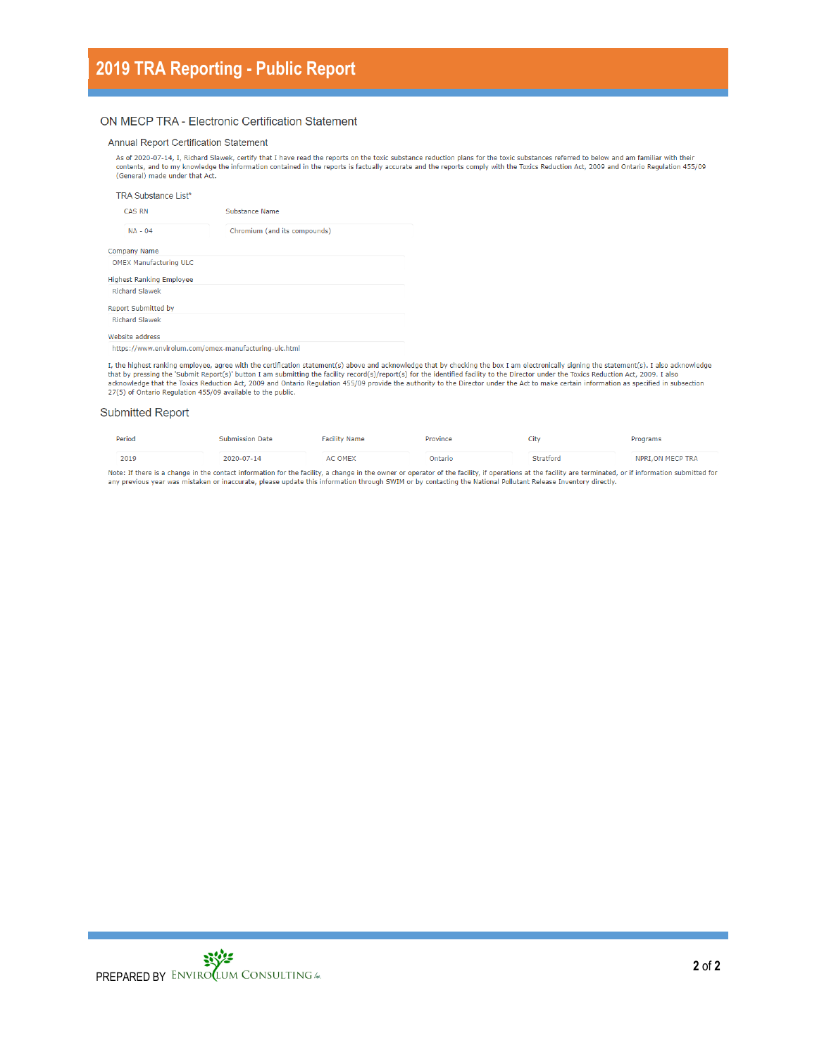# 2019 TRA Reporting - Public Report

## ON MECP TRA - Electronic Certification Statement

### Annual Report Certification Statement

As of 2020-07-14, I, Richard Slawek, certify that I have read the reports on the toxic substance reduction plans for the toxic substances referred to below and am familiar with their contents, and to my knowledge the information contained in the reports is factually accurate and the reports comply with the Toxics Reduction Act, 2009 and Ontario Regulation 455/09 (General) made under that Act.

TRA Substance List*

| CAS RN | Substance Name |
|---|---|
| NA - 04 | Chromium (and its compounds) |

Company Name
OMEX Manufacturing ULC

Highest Ranking Employee
Richard Slawek

Report Submitted by
Richard Slawek

Website address
https://www.envirolum.com/omex-manufacturing-ulc.html

I, the highest ranking employee, agree with the certification statement(s) above and acknowledge that by checking the box I am electronically signing the statement(s). I also acknowledge that by pressing the 'Submit Report(s)' button I am submitting the facility record(s)/report(s) for the identified facility to the Director under the Toxics Reduction Act, 2009. I also acknowledge that the Toxics Reduction Act, 2009 and Ontario Regulation 455/09 provide the authority to the Director under the Act to make certain information as specified in subsection 27(5) of Ontario Regulation 455/09 available to the public.

## Submitted Report

| Period | Submission Date | Facility Name | Province | City | Programs |
|---|---|---|---|---|---|
| 2019 | 2020-07-14 | AC OMEX | Ontario | Stratford | NPRI,ON MECP TRA |

Note: If there is a change in the contact information for the facility, a change in the owner or operator of the facility, if operations at the facility are terminated, or if information submitted for any previous year was mistaken or inaccurate, please update this information through SWIM or by contacting the National Pollutant Release Inventory directly.

PREPARED BY ENVIROLUM CONSULTING Inc.